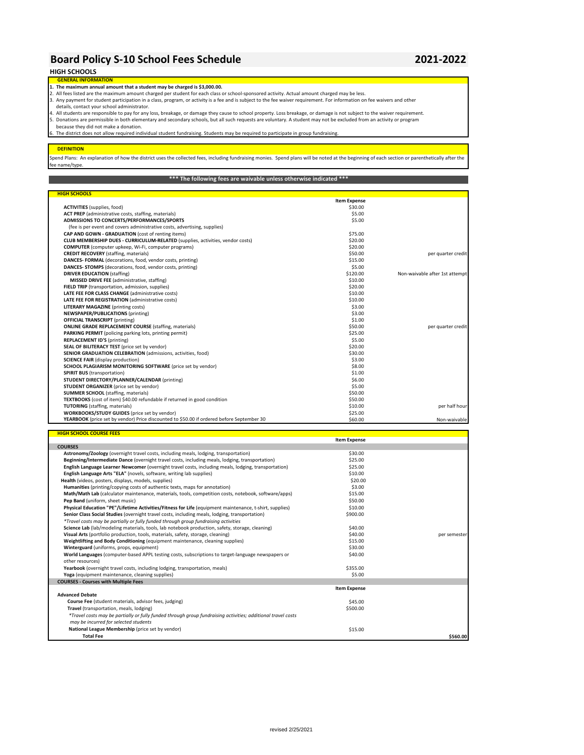# Board Policy S-10 School Fees Schedule 2021-2022

## HIGH SCHOOLS

### GENERAL INFORMATION

1. **The maximum annual amount that a student may be charged is $3,000.00.**
2. All fees listed are the maximum amount charged per student for each class or school-sponsored activity. Actual amount charged may be less.
3. Any payment for student participation in a class, program, or activity is a fee and is subject to the fee waiver requirement. For information on fee waivers and other details, contact your school administrator.
4. All students are responsible to pay for any loss, breakage, or damage they cause to school property. Loss breakage, or damage is not subject to the waiver requirement.
5. Donations are permissible in both elementary and secondary schools, but all such requests are voluntary. A student may not be excluded from an activity or program because they did not make a donation.
6. The district does not allow required individual student fundraising. Students may be required to participate in group fundraising.

### DEFINITION

Spend Plans: An explanation of how the district uses the collected fees, including fundraising monies. Spend plans will be noted at the beginning of each section or parenthetically after the fee name/type.

**\*\*\* The following fees are waivable unless otherwise indicated \*\*\***

### HIGH SCHOOLS

| | Item Expense | |
|---|---|---|
| **ACTIVITIES** (supplies, food) | $30.00 | |
| **ACT PREP** (administrative costs, staffing, materials) | $5.00 | |
| **ADMISSIONS TO CONCERTS/PERFORMANCES/SPORTS** | $5.00 | |
| (fee is per event and covers administrative costs, advertising, supplies) | | |
| **CAP AND GOWN - GRADUATION** (cost of renting items) | $75.00 | |
| **CLUB MEMBERSHIP DUES - CURRICULUM-RELATED** (supplies, activities, vendor costs) | $20.00 | |
| **COMPUTER** (computer upkeep, Wi-Fi, computer programs) | $20.00 | |
| **CREDIT RECOVERY** (staffing, materials) | $50.00 | per quarter credit |
| **DANCES- FORMAL** (decorations, food, vendor costs, printing) | $15.00 | |
| **DANCES- STOMPS** (decorations, food, vendor costs, printing) | $5.00 | |
| **DRIVER EDUCATION** (staffing) | $120.00 | Non-waivable after 1st attempt |
| **MISSED DRIVE FEE** (administrative, staffing) | $10.00 | |
| **FIELD TRIP** (transportation, admission, supplies) | $20.00 | |
| **LATE FEE FOR CLASS CHANGE** (administrative costs) | $10.00 | |
| **LATE FEE FOR REGISTRATION** (administrative costs) | $10.00 | |
| **LITERARY MAGAZINE** (printing costs) | $3.00 | |
| **NEWSPAPER/PUBLICATIONS** (printing) | $3.00 | |
| **OFFICIAL TRANSCRIPT** (printing) | $1.00 | |
| **ONLINE GRADE REPLACEMENT COURSE** (staffing, materials) | $50.00 | per quarter credit |
| **PARKING PERMIT** (policing parking lots, printing permit) | $25.00 | |
| **REPLACEMENT ID'S** (printing) | $5.00 | |
| **SEAL OF BILITERACY TEST** (price set by vendor) | $20.00 | |
| **SENIOR GRADUATION CELEBRATION** (admissions, activities, food) | $30.00 | |
| **SCIENCE FAIR** (display production) | $3.00 | |
| **SCHOOL PLAGIARISM MONITORING SOFTWARE** (price set by vendor) | $8.00 | |
| **SPIRIT BUS** (transportation) | $1.00 | |
| **STUDENT DIRECTORY/PLANNER/CALENDAR** (printing) | $6.00 | |
| **STUDENT ORGANIZER** (price set by vendor) | $5.00 | |
| **SUMMER SCHOOL** (staffing, materials) | $50.00 | |
| **TEXTBOOKS** (cost of item) $40.00 refundable if returned in good condition | $50.00 | |
| **TUTORING** (staffing, materials) | $10.00 | per half hour |
| **WORKBOOKS/STUDY GUIDES** (price set by vendor) | $25.00 | |
| **YEARBOOK** (price set by vendor) Price discounted to $50.00 if ordered before September 30 | $60.00 | Non-waivable |

### HIGH SCHOOL COURSE FEES

| | Item Expense | |
|---|---|---|
| **COURSES** | | |
| **Astronomy/Zoology** (overnight travel costs, including meals, lodging, transportation) | $30.00 | |
| **Beginning/Intermediate Dance** (overnight travel costs, including meals, lodging, transportation) | $25.00 | |
| **English Language Learner Newcomer** (overnight travel costs, including meals, lodging, transportation) | $25.00 | |
| **English Language Arts "ELA"** (novels, software, writing lab supplies) | $10.00 | |
| **Health** (videos, posters, displays, models, supplies) | $20.00 | |
| **Humanities** (printing/copying costs of authentic texts, maps for annotation) | $3.00 | |
| **Math/Math Lab** (calculator maintenance, materials, tools, competition costs, notebook, software/apps) | $15.00 | |
| **Pep Band** (uniform, sheet music) | $50.00 | |
| **Physical Education "PE"/Lifetime Activities/Fitness for Life** (equipment maintenance, t-shirt, supplies) | $10.00 | |
| **Senior Class Social Studies** (overnight travel costs, including meals, lodging, transportation) | $900.00 | |
| *\*Travel costs may be partially or fully funded through group fundraising activities* | | |
| **Science Lab** (lab/modeling materials, tools, lab notebook production, safety, storage, cleaning) | $40.00 | |
| **Visual Arts** (portfolio production, tools, materials, safety, storage, cleaning) | $40.00 | per semester |
| **Weightlifting and Body Conditioning** (equipment maintenance, cleaning supplies) | $15.00 | |
| **Winterguard** (uniforms, props, equipment) | $30.00 | |
| **World Languages** (computer-based APPL testing costs, subscriptions to target-language newspapers or other resources) | $40.00 | |
| **Yearbook** (overnight travel costs, including lodging, transportation, meals) | $355.00 | |
| **Yoga** (equipment maintenance, cleaning supplies) | $5.00 | |
| **COURSES - Courses with Multiple Fees** | | |
| | **Item Expense** | |
| **Advanced Debate** | | |
| **Course Fee** (student materials, advisor fees, judging) | $45.00 | |
| **Travel** (transportation, meals, lodging) | $500.00 | |
| *\*Travel costs may be partially or fully funded through group fundraising activities; additional travel costs may be incurred for selected students* | | |
| **National League Membership** (price set by vendor) | $15.00 | |
| **Total Fee** | | **$560.00** |

revised 2/25/2021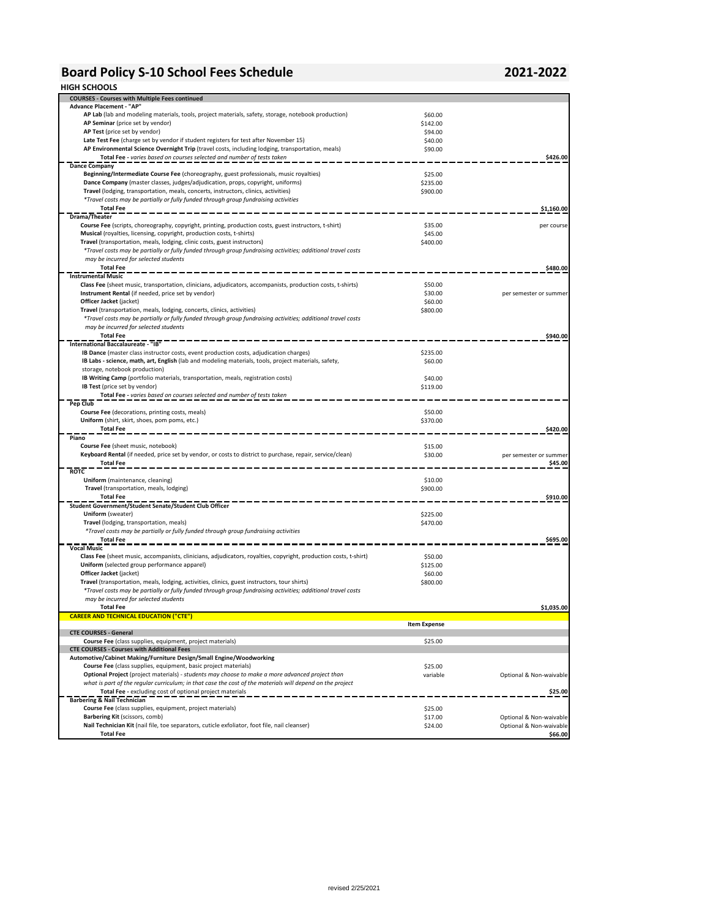# Board Policy S-10 School Fees Schedule

# 2021-2022

## HIGH SCHOOLS

| COURSES - Courses with Multiple Fees continued | | |
|---|---|---|
| **Advance Placement - "AP"** | | |
| **AP Lab** (lab and modeling materials, tools, project materials, safety, storage, notebook production) | $60.00 | |
| **AP Seminar** (price set by vendor) | $142.00 | |
| **AP Test** (price set by vendor) | $94.00 | |
| **Late Test Fee** (charge set by vendor if student registers for test after November 15) | $40.00 | |
| **AP Environmental Science Overnight Trip** (travel costs, including lodging, transportation, meals) | $90.00 | |
| **Total Fee** - *varies based on courses selected and number of tests taken* | | **$426.00** |
| **Dance Company** | | |
| **Beginning/Intermediate Course Fee** (choreography, guest professionals, music royalties) | $25.00 | |
| **Dance Company** (master classes, judges/adjudication, props, copyright, uniforms) | $235.00 | |
| **Travel** (lodging, transportation, meals, concerts, instructors, clinics, activities) | $900.00 | |
| *\*Travel costs may be partially or fully funded through group fundraising activities* | | |
| **Total Fee** | | **$1,160.00** |
| **Drama/Theater** | | |
| **Course Fee** (scripts, choreography, copyright, printing, production costs, guest instructors, t-shirt) | $35.00 | per course |
| **Musical** (royalties, licensing, copyright, production costs, t-shirts) | $45.00 | |
| **Travel** (transportation, meals, lodging, clinic costs, guest instructors) | $400.00 | |
| *\*Travel costs may be partially or fully funded through group fundraising activities; additional travel costs may be incurred for selected students* | | |
| **Total Fee** | | **$480.00** |
| **Instrumental Music** | | |
| **Class Fee** (sheet music, transportation, clinicians, adjudicators, accompanists, production costs, t-shirts) | $50.00 | |
| **Instrument Rental** (if needed, price set by vendor) | $30.00 | per semester or summer |
| **Officer Jacket** (jacket) | $60.00 | |
| **Travel** (transportation, meals, lodging, concerts, clinics, activities) | $800.00 | |
| *\*Travel costs may be partially or fully funded through group fundraising activities; additional travel costs may be incurred for selected students* | | |
| **Total Fee** | | **$940.00** |
| **International Baccalaureate - "IB"** | | |
| **IB Dance** (master class instructor costs, event production costs, adjudication charges) | $235.00 | |
| **IB Labs - science, math, art, English** (lab and modeling materials, tools, project materials, safety, storage, notebook production) | $60.00 | |
| **IB Writing Camp** (portfolio materials, transportation, meals, registration costs) | $40.00 | |
| **IB Test** (price set by vendor) | $119.00 | |
| **Total Fee** - *varies based on courses selected and number of tests taken* | | |
| **Pep Club** | | |
| **Course Fee** (decorations, printing costs, meals) | $50.00 | |
| **Uniform** (shirt, skirt, shoes, pom poms, etc.) | $370.00 | |
| **Total Fee** | | **$420.00** |
| **Piano** | | |
| **Course Fee** (sheet music, notebook) | $15.00 | |
| **Keyboard Rental** (if needed, price set by vendor, or costs to district to purchase, repair, service/clean) | $30.00 | per semester or summer |
| **Total Fee** | | **$45.00** |
| **ROTC** | | |
| **Uniform** (maintenance, cleaning) | $10.00 | |
| **Travel** (transportation, meals, lodging) | $900.00 | |
| **Total Fee** | | **$910.00** |
| **Student Government/Student Senate/Student Club Officer** | | |
| **Uniform** (sweater) | $225.00 | |
| **Travel** (lodging, transportation, meals) | $470.00 | |
| *\*Travel costs may be partially or fully funded through group fundraising activities* | | |
| **Total Fee** | | **$695.00** |
| **Vocal Music** | | |
| **Class Fee** (sheet music, accompanists, clinicians, adjudicators, royalties, copyright, production costs, t-shirt) | $50.00 | |
| **Uniform** (selected group performance apparel) | $125.00 | |
| **Officer Jacket** (jacket) | $60.00 | |
| **Travel** (transportation, meals, lodging, activities, clinics, guest instructors, tour shirts) | $800.00 | |
| *\*Travel costs may be partially or fully funded through group fundraising activities; additional travel costs may be incurred for selected students* | | |
| **Total Fee** | | **$1,035.00** |

| CAREER AND TECHNICAL EDUCATION ("CTE") | Item Expense | |
|---|---|---|
| **CTE COURSES - General** | | |
| **Course Fee** (class supplies, equipment, project materials) | $25.00 | |
| **CTE COURSES - Courses with Additional Fees** | | |
| **Automotive/Cabinet Making/Furniture Design/Small Engine/Woodworking** | | |
| **Course Fee** (class supplies, equipment, basic project materials) | $25.00 | |
| **Optional Project** (project materials) - *students may choose to make a more advanced project than what is part of the regular curriculum; in that case the cost of the materials will depend on the project* | variable | Optional & Non-waivable |
| **Total Fee** - excluding cost of optional project materials | | **$25.00** |
| **Barbering & Nail Technician** | | |
| **Course Fee** (class supplies, equipment, project materials) | $25.00 | |
| **Barbering Kit** (scissors, comb) | $17.00 | Optional & Non-waivable |
| **Nail Technician Kit** (nail file, toe separators, cuticle exfoliator, foot file, nail cleanser) | $24.00 | Optional & Non-waivable |
| **Total Fee** | | **$66.00** |

revised 2/25/2021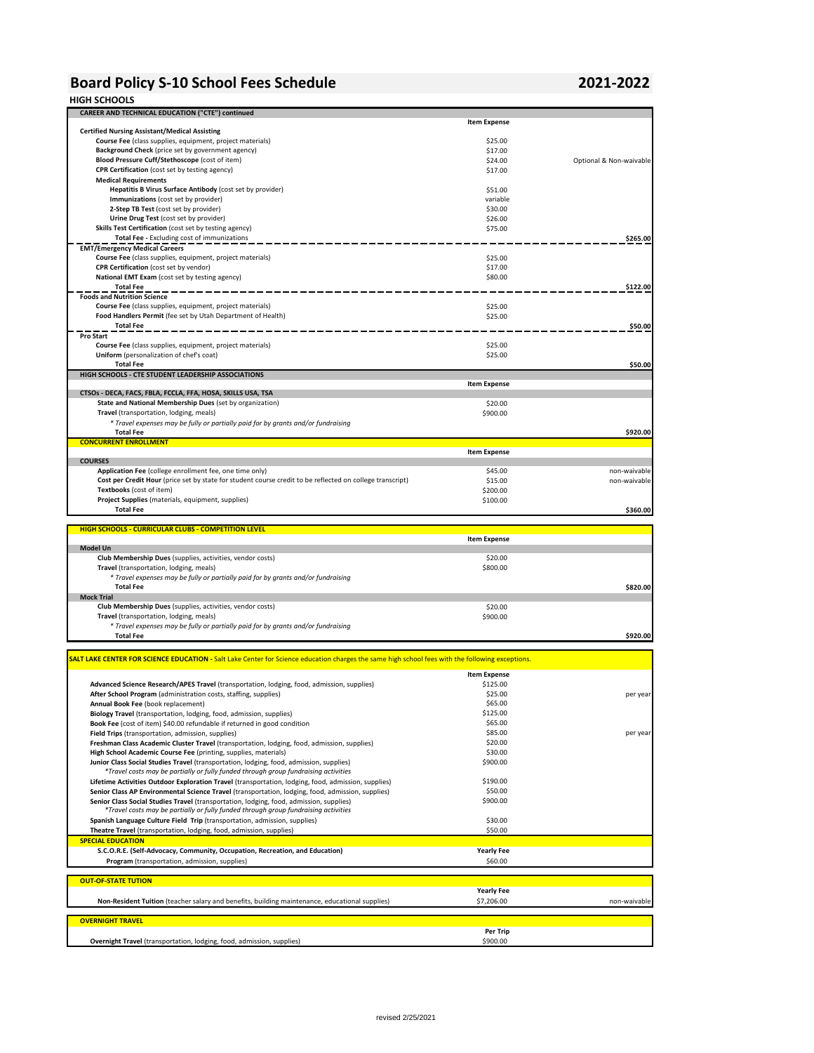# Board Policy S-10 School Fees Schedule 2021-2022

## HIGH SCHOOLS

| CAREER AND TECHNICAL EDUCATION ("CTE") continued | Item Expense | |
|---|---|---|
| **Certified Nursing Assistant/Medical Assisting** | | |
| **Course Fee** (class supplies, equipment, project materials) | $25.00 | |
| **Background Check** (price set by government agency) | $17.00 | |
| **Blood Pressure Cuff/Stethoscope** (cost of item) | $24.00 | Optional & Non-waivable |
| **CPR Certification** (cost set by testing agency) | $17.00 | |
| **Medical Requirements** | | |
| **Hepatitis B Virus Surface Antibody** (cost set by provider) | $51.00 | |
| **Immunizations** (cost set by provider) | variable | |
| **2-Step TB Test** (cost set by provider) | $30.00 | |
| **Urine Drug Test** (cost set by provider) | $26.00 | |
| **Skills Test Certification** (cost set by testing agency) | $75.00 | |
| **Total Fee** - Excluding cost of immunizations | | **$265.00** |
| **EMT/Emergency Medical Careers** | | |
| **Course Fee** (class supplies, equipment, project materials) | $25.00 | |
| **CPR Certification** (cost set by vendor) | $17.00 | |
| **National EMT Exam** (cost set by testing agency) | $80.00 | |
| **Total Fee** | | **$122.00** |
| **Foods and Nutrition Science** | | |
| **Course Fee** (class supplies, equipment, project materials) | $25.00 | |
| **Food Handlers Permit** (fee set by Utah Department of Health) | $25.00 | |
| **Total Fee** | | **$50.00** |
| **Pro Start** | | |
| **Course Fee** (class supplies, equipment, project materials) | $25.00 | |
| **Uniform** (personalization of chef's coat) | $25.00 | |
| **Total Fee** | | **$50.00** |

| HIGH SCHOOLS - CTE STUDENT LEADERSHIP ASSOCIATIONS | Item Expense | |
|---|---|---|
| **CTSOs - DECA, FACS, FBLA, FCCLA, FFA, HOSA, SKILLS USA, TSA** | | |
| **State and National Membership Dues** (set by organization) | $20.00 | |
| **Travel** (transportation, lodging, meals) | $900.00 | |
| *\* Travel expenses may be fully or partially paid for by grants and/or fundraising* | | |
| **Total Fee** | | **$920.00** |

| CONCURRENT ENROLLMENT | Item Expense | |
|---|---|---|
| **COURSES** | | |
| **Application Fee** (college enrollment fee, one time only) | $45.00 | non-waivable |
| **Cost per Credit Hour** (price set by state for student course credit to be reflected on college transcript) | $15.00 | non-waivable |
| **Textbooks** (cost of item) | $200.00 | |
| **Project Supplies** (materials, equipment, supplies) | $100.00 | |
| **Total Fee** | | **$360.00** |

| HIGH SCHOOLS - CURRICULAR CLUBS - COMPETITION LEVEL | Item Expense | |
|---|---|---|
| **Model Un** | | |
| **Club Membership Dues** (supplies, activities, vendor costs) | $20.00 | |
| **Travel** (transportation, lodging, meals) | $800.00 | |
| *\* Travel expenses may be fully or partially paid for by grants and/or fundraising* | | |
| **Total Fee** | | **$820.00** |
| **Mock Trial** | | |
| **Club Membership Dues** (supplies, activities, vendor costs) | $20.00 | |
| **Travel** (transportation, lodging, meals) | $900.00 | |
| *\* Travel expenses may be fully or partially paid for by grants and/or fundraising* | | |
| **Total Fee** | | **$920.00** |

**SALT LAKE CENTER FOR SCIENCE EDUCATION -** Salt Lake Center for Science education charges the same high school fees with the following exceptions.

| | Item Expense | |
|---|---|---|
| **Advanced Science Research/APES Travel** (transportation, lodging, food, admission, supplies) | $125.00 | |
| **After School Program** (administration costs, staffing, supplies) | $25.00 | per year |
| **Annual Book Fee** (book replacement) | $65.00 | |
| **Biology Travel** (transportation, lodging, food, admission, supplies) | $125.00 | |
| **Book Fee** (cost of item) $40.00 refundable if returned in good condition | $65.00 | |
| **Field Trips** (transportation, admission, supplies) | $85.00 | per year |
| **Freshman Class Academic Cluster Travel** (transportation, lodging, food, admission, supplies) | $20.00 | |
| **High School Academic Course Fee** (printing, supplies, materials) | $30.00 | |
| **Junior Class Social Studies Travel** (transportation, lodging, food, admission, supplies) | $900.00 | |
| *\*Travel costs may be partially or fully funded through group fundraising activities* | | |
| **Lifetime Activities Outdoor Exploration Travel** (transportation, lodging, food, admission, supplies) | $190.00 | |
| **Senior Class AP Environmental Science Travel** (transportation, lodging, food, admission, supplies) | $50.00 | |
| **Senior Class Social Studies Travel** (transportation, lodging, food, admission, supplies) | $900.00 | |
| *\*Travel costs may be partially or fully funded through group fundraising activities* | | |
| **Spanish Language Culture Field Trip** (transportation, admission, supplies) | $30.00 | |
| **Theatre Travel** (transportation, lodging, food, admission, supplies) | $50.00 | |

| SPECIAL EDUCATION | | |
|---|---|---|
| **S.C.O.R.E. (Self-Advocacy, Community, Occupation, Recreation, and Education)** | **Yearly Fee** | |
| **Program** (transportation, admission, supplies) | $60.00 | |

| OUT-OF-STATE TUITION | Yearly Fee | |
|---|---|---|
| **Non-Resident Tuition** (teacher salary and benefits, building maintenance, educational supplies) | $7,206.00 | non-waivable |

| OVERNIGHT TRAVEL | Per Trip | |
|---|---|---|
| **Overnight Travel** (transportation, lodging, food, admission, supplies) | $900.00 | |

revised 2/25/2021